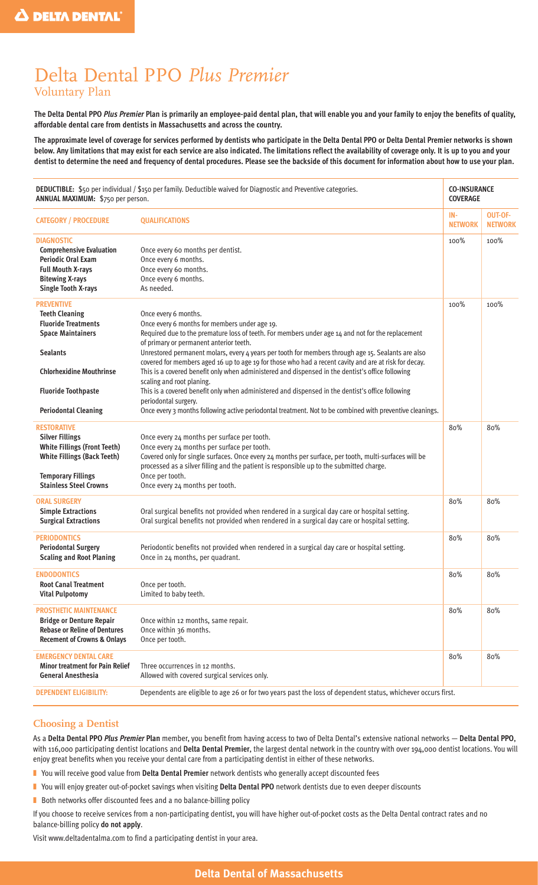# Delta Dental PPO *Plus Premier*

## Voluntary Plan

**The Delta Dental PPO *Plus Premier* Plan is primarily an employee-paid dental plan, that will enable you and your family to enjoy the benefits of quality, affordable dental care from dentists in Massachusetts and across the country.**

**The approximate level of coverage for services performed by dentists who participate in the Delta Dental PPO or Delta Dental Premier networks is shown below. Any limitations that may exist for each service are also indicated. The limitations reflect the availability of coverage only. It is up to you and your dentist to determine the need and frequency of dental procedures. Please see the backside of this document for information about how to use your plan.**

| **DEDUCTIBLE:** $50 per individual / $150 per family. Deductible waived for Diagnostic and Preventive categories. **ANNUAL MAXIMUM:** $750 per person. | | **CO-INSURANCE COVERAGE** | |
|---|---|---|---|
| **CATEGORY / PROCEDURE** | **QUALIFICATIONS** | **IN-NETWORK** | **OUT-OF-NETWORK** |
| **DIAGNOSTIC** | | 100% | 100% |
| **Comprehensive Evaluation** | Once every 60 months per dentist. | | |
| **Periodic Oral Exam** | Once every 6 months. | | |
| **Full Mouth X-rays** | Once every 60 months. | | |
| **Bitewing X-rays** | Once every 6 months. | | |
| **Single Tooth X-rays** | As needed. | | |
| **PREVENTIVE** | | 100% | 100% |
| **Teeth Cleaning** | Once every 6 months. | | |
| **Fluoride Treatments** | Once every 6 months for members under age 19. | | |
| **Space Maintainers** | Required due to the premature loss of teeth. For members under age 14 and not for the replacement of primary or permanent anterior teeth. | | |
| **Sealants** | Unrestored permanent molars, every 4 years per tooth for members through age 15. Sealants are also covered for members aged 16 up to age 19 for those who had a recent cavity and are at risk for decay. | | |
| **Chlorhexidine Mouthrinse** | This is a covered benefit only when administered and dispensed in the dentist's office following scaling and root planing. | | |
| **Fluoride Toothpaste** | This is a covered benefit only when administered and dispensed in the dentist's office following periodontal surgery. | | |
| **Periodontal Cleaning** | Once every 3 months following active periodontal treatment. Not to be combined with preventive cleanings. | | |
| **RESTORATIVE** | | 80% | 80% |
| **Silver Fillings** | Once every 24 months per surface per tooth. | | |
| **White Fillings (Front Teeth)** | Once every 24 months per surface per tooth. | | |
| **White Fillings (Back Teeth)** | Covered only for single surfaces. Once every 24 months per surface, per tooth, multi-surfaces will be processed as a silver filling and the patient is responsible up to the submitted charge. | | |
| **Temporary Fillings** | Once per tooth. | | |
| **Stainless Steel Crowns** | Once every 24 months per tooth. | | |
| **ORAL SURGERY** | | 80% | 80% |
| **Simple Extractions** | Oral surgical benefits not provided when rendered in a surgical day care or hospital setting. | | |
| **Surgical Extractions** | Oral surgical benefits not provided when rendered in a surgical day care or hospital setting. | | |
| **PERIODONTICS** | | 80% | 80% |
| **Periodontal Surgery** | Periodontic benefits not provided when rendered in a surgical day care or hospital setting. | | |
| **Scaling and Root Planing** | Once in 24 months, per quadrant. | | |
| **ENDODONTICS** | | 80% | 80% |
| **Root Canal Treatment** | Once per tooth. | | |
| **Vital Pulpotomy** | Limited to baby teeth. | | |
| **PROSTHETIC MAINTENANCE** | | 80% | 80% |
| **Bridge or Denture Repair** | Once within 12 months, same repair. | | |
| **Rebase or Reline of Dentures** | Once within 36 months. | | |
| **Recement of Crowns & Onlays** | Once per tooth. | | |
| **EMERGENCY DENTAL CARE** | | 80% | 80% |
| **Minor treatment for Pain Relief** | Three occurrences in 12 months. | | |
| **General Anesthesia** | Allowed with covered surgical services only. | | |
| **DEPENDENT ELIGIBILITY:** | Dependents are eligible to age 26 or for two years past the loss of dependent status, whichever occurs first. | | |

## Choosing a Dentist

As a **Delta Dental PPO *Plus Premier* Plan** member, you benefit from having access to two of Delta Dental's extensive national networks — **Delta Dental PPO**, with 116,000 participating dentist locations and **Delta Dental Premier**, the largest dental network in the country with over 194,000 dentist locations. You will enjoy great benefits when you receive your dental care from a participating dentist in either of these networks.

- You will receive good value from **Delta Dental Premier** network dentists who generally accept discounted fees
- You will enjoy greater out-of-pocket savings when visiting **Delta Dental PPO** network dentists due to even deeper discounts
- Both networks offer discounted fees and a no balance-billing policy

If you choose to receive services from a non-participating dentist, you will have higher out-of-pocket costs as the Delta Dental contract rates and no balance-billing policy **do not apply**.

Visit www.deltadentalma.com to find a participating dentist in your area.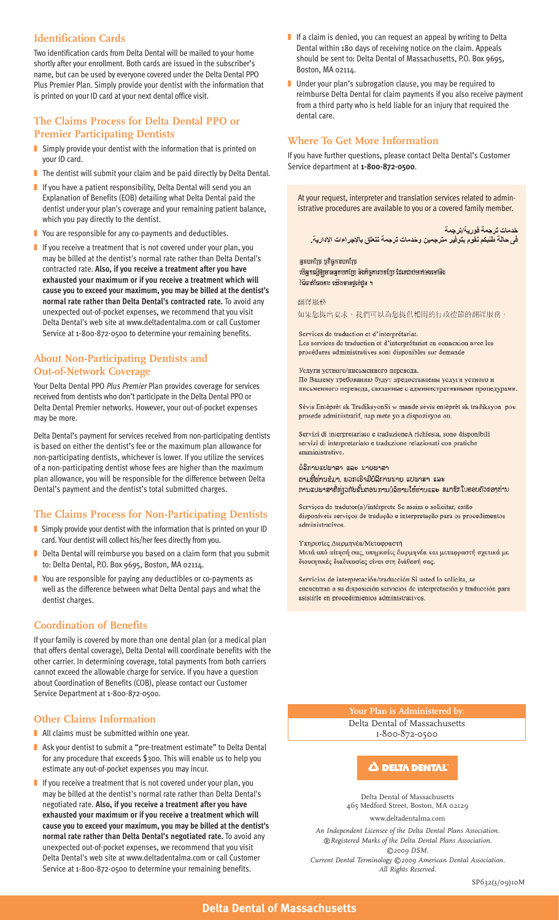## Identification Cards

Two identification cards from Delta Dental will be mailed to your home shortly after your enrollment. Both cards are issued in the subscriber's name, but can be used by everyone covered under the Delta Dental PPO Plus Premier Plan. Simply provide your dentist with the information that is printed on your ID card at your next dental office visit.

## The Claims Process for Delta Dental PPO or Premier Participating Dentists

- Simply provide your dentist with the information that is printed on your ID card.
- The dentist will submit your claim and be paid directly by Delta Dental.
- If you have a patient responsibility, Delta Dental will send you an Explanation of Benefits (EOB) detailing what Delta Dental paid the dentist under your plan's coverage and your remaining patient balance, which you pay directly to the dentist.
- You are responsible for any co-payments and deductibles.
- If you receive a treatment that is not covered under your plan, you may be billed at the dentist's normal rate rather than Delta Dental's contracted rate. **Also, if you receive a treatment after you have exhausted your maximum or if you receive a treatment which will cause you to exceed your maximum, you may be billed at the dentist's normal rate rather than Delta Dental's contracted rate.** To avoid any unexpected out-of-pocket expenses, we recommend that you visit Delta Dental's web site at www.deltadentalma.com or call Customer Service at 1-800-872-0500 to determine your remaining benefits.

## About Non-Participating Dentists and Out-of-Network Coverage

Your Delta Dental PPO *Plus Premier* Plan provides coverage for services received from dentists who don't participate in the Delta Dental PPO or Delta Dental Premier networks. However, your out-of-pocket expenses may be more.

Delta Dental's payment for services received from non-participating dentists is based on either the dentist's fee or the maximum plan allowance for non-participating dentists, whichever is lower. If you utilize the services of a non-participating dentist whose fees are higher than the maximum plan allowance, you will be responsible for the difference between Delta Dental's payment and the dentist's total submitted charges.

## The Claims Process for Non-Participating Dentists

- Simply provide your dentist with the information that is printed on your ID card. Your dentist will collect his/her fees directly from you.
- Delta Dental will reimburse you based on a claim form that you submit to: Delta Dental, P.O. Box 9695, Boston, MA 02114.
- You are responsible for paying any deductibles or co-payments as well as the difference between what Delta Dental pays and what the dentist charges.

## Coordination of Benefits

If your family is covered by more than one dental plan (or a medical plan that offers dental coverage), Delta Dental will coordinate benefits with the other carrier. In determining coverage, total payments from both carriers cannot exceed the allowable charge for service. If you have a question about Coordination of Benefits (COB), please contact our Customer Service Department at 1-800-872-0500.

## Other Claims Information

- All claims must be submitted within one year.
- Ask your dentist to submit a "pre-treatment estimate" to Delta Dental for any procedure that exceeds $300. This will enable us to help you estimate any out-of-pocket expenses you may incur.
- If you receive a treatment that is not covered under your plan, you may be billed at the dentist's normal rate rather than Delta Dental's negotiated rate. **Also, if you receive a treatment after you have exhausted your maximum or if you receive a treatment which will cause you to exceed your maximum, you may be billed at the dentist's normal rate rather than Delta Dental's negotiated rate.** To avoid any unexpected out-of-pocket expenses, we recommend that you visit Delta Dental's web site at www.deltadentalma.com or call Customer Service at 1-800-872-0500 to determine your remaining benefits.
- If a claim is denied, you can request an appeal by writing to Delta Dental within 180 days of receiving notice on the claim. Appeals should be sent to: Delta Dental of Massachusetts, P.O. Box 9695, Boston, MA 02114.
- Under your plan's subrogation clause, you may be required to reimburse Delta Dental for claim payments if you also receive payment from a third party who is held liable for an injury that required the dental care.

## Where To Get More Information

If you have further questions, please contact Delta Dental's Customer Service department at **1-800-872-0500**.

At your request, interpreter and translation services related to administrative procedures are available to you or a covered family member.

خدمات ترجمة فورية/ترجمة
في حالة طلبكم نقوم بتوفير مترجمين وخدمات ترجمة تتعلق بالإجراءات الإدارية.

សេវាបកប្រែ ឬ អ្នកបកប្រែ
បើអ្នកស្នើសុំ មានសេវាអ្នកបកប្រែ និងការបកប្រែ ដែលទាក់ទងនឹងដំណើរការរដ្ឋបាល ផ្តល់ជូនលោកអ្នក។

翻譯服務
如果您提出要求，我們可以為您提供相關的行政程序的翻譯服務。

Services de traduction et d'interprétariat.
Les services de traduction et d'interprétariat en connexion avec les procédures administratives sont disponibles sur demande

Услуги устного/письменного перевода.
По Вашему требованию будут предоставлены услуги устного и письменного перевода, связанные с административными процедурами.

Sèvis Entèprèt ak TradiksyonSi w mande sèvis entèprèt ak tradiksyon pou prosede administratif, nap mete yo a dispozisyon ou.

Servizi di interpretariato e traduzioneA richiesta, sono disponibili servizi di interpretariato e traduzione relazionati con pratiche amministrative.

ບໍລິການແປພາສາ ແລະ ນາຍພາສາ
ຕາມທີ່ທ່ານຂໍມາ, ພວກເຮົາມີບໍລິການນາຍ ແປພາສາ ແລະ ການແປພາສາທີ່ກ່ຽວກັບຂັ້ນຕອນການບໍລິຫານໃຫ້ທ່ານແລະ ສະມາຊິກໃນຄອບຄົວຂອງທ່ານ

Serviços de tradutor(a)/intérprete Se assim o solicitar, estão disponíveis serviços de tradução e interpretação para os procedimentos administrativos.

Υπηρεσίες Διερμηνέα/Μεταφραστή
Μετά από αίτησή σας, υπηρεσίες διερμηνέα και μεταφραστή σχετικά με διοικητικές διαδικασίες είναι στη διάθεσή σας.

Servicios de interpretación/traducción Si usted lo solicita, se encuentran a su disposición servicios de interpretación y traducción para asistirle en procedimientos administrativos.

**Your Plan is Administered by:**
Delta Dental of Massachusetts
1-800-872-0500

DELTA DENTAL®

Delta Dental of Massachusetts
465 Medford Street, Boston, MA 02129
www.deltadentalma.com

*An Independent Licensee of the Delta Dental Plans Association.*
*® Registered Marks of the Delta Dental Plans Association.*
*©2009 DSM.*
*Current Dental Terminology ©2009 American Dental Association.*
*All Rights Reserved.*

SP632(3/09)10M

**Delta Dental of Massachusetts**